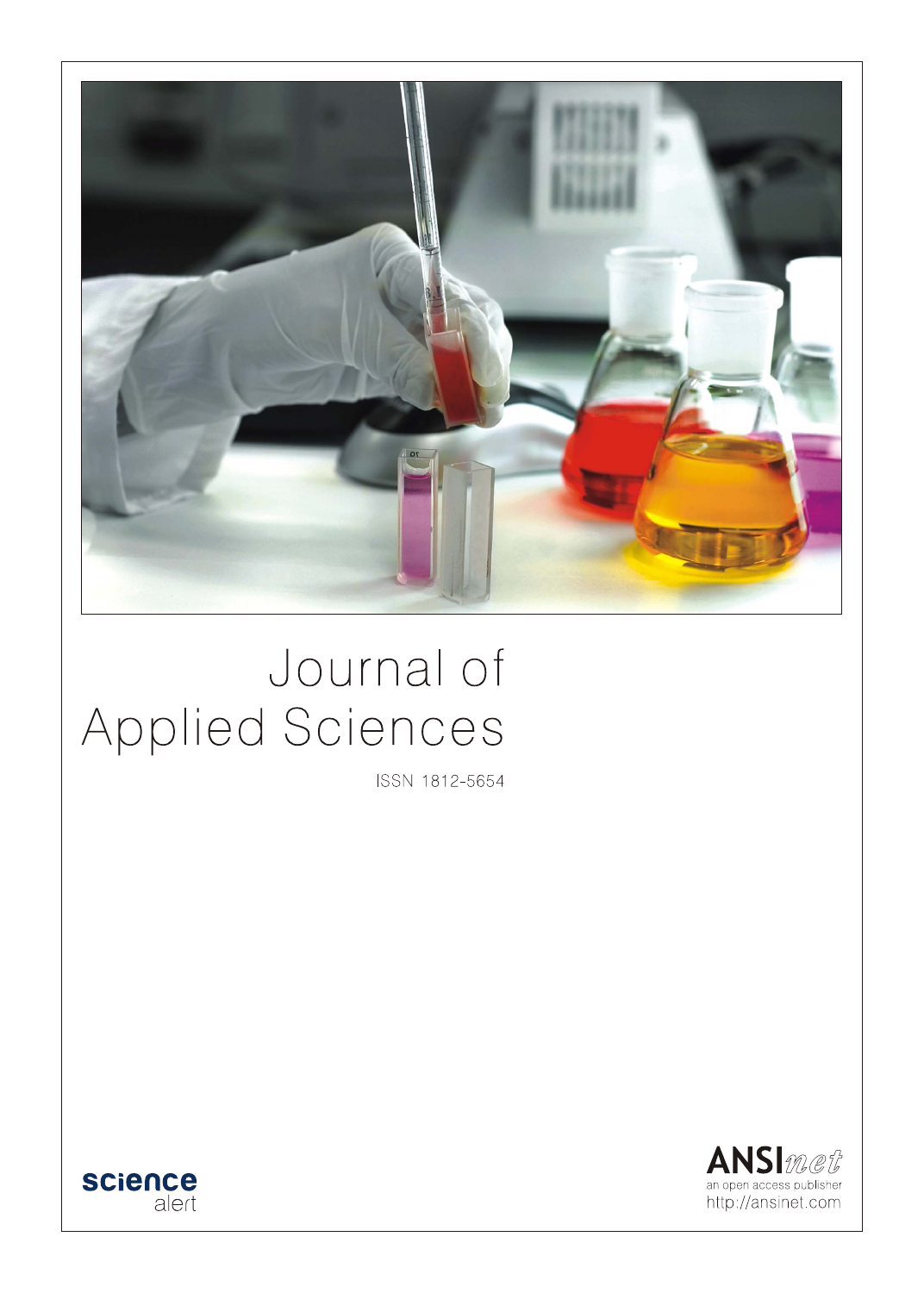# Journal of Applied Sciences

ISSN 1812-5654

science alert

ANSInet
an open access publisher
http://ansinet.com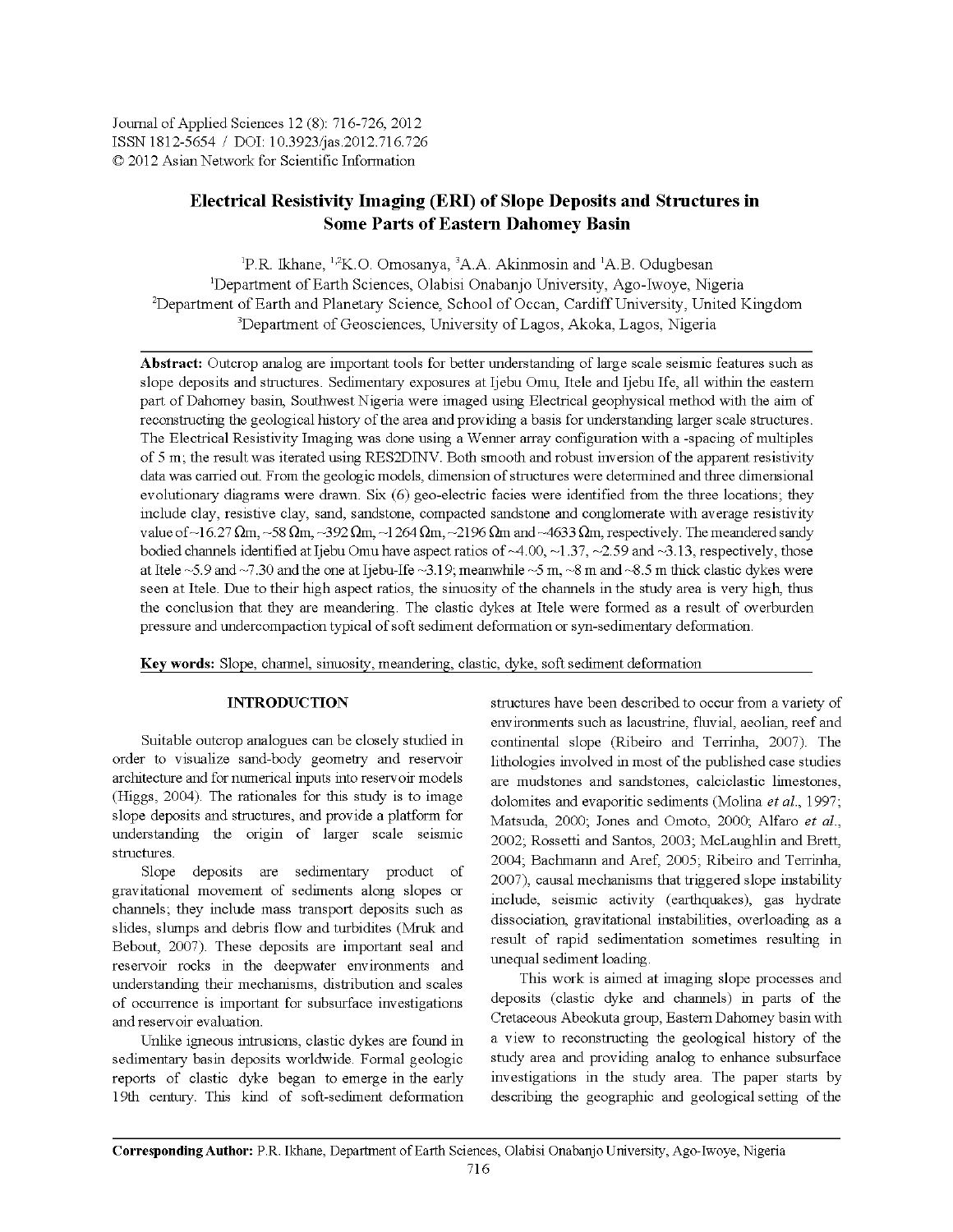# Electrical Resistivity Imaging (ERI) of Slope Deposits and Structures in Some Parts of Eastern Dahomey Basin

[1]P.R. Ikhane, [1,2]K.O. Omosanya, [3]A.A. Akinmosin and [1]A.B. Odugbesan

[1]Department of Earth Sciences, Olabisi Onabanjo University, Ago-Iwoye, Nigeria
[2]Department of Earth and Planetary Science, School of Occan, Cardiff University, United Kingdom
[3]Department of Geosciences, University of Lagos, Akoka, Lagos, Nigeria

**Abstract:** Outcrop analog are important tools for better understanding of large scale seismic features such as slope deposits and structures. Sedimentary exposures at Ijebu Omu, Itele and Ijebu Ife, all within the eastern part of Dahomey basin, Southwest Nigeria were imaged using Electrical geophysical method with the aim of reconstructing the geological history of the area and providing a basis for understanding larger scale structures. The Electrical Resistivity Imaging was done using a Wenner array configuration with a -spacing of multiples of 5 m; the result was iterated using RES2DINV. Both smooth and robust inversion of the apparent resistivity data was carried out. From the geologic models, dimension of structures were determined and three dimensional evolutionary diagrams were drawn. Six (6) geo-electric facies were identified from the three locations; they include clay, resistive clay, sand, sandstone, compacted sandstone and conglomerate with average resistivity value of ~16.27 Ωm, ~58 Ωm, ~392 Ωm, ~1264 Ωm, ~2196 Ωm and ~4633 Ωm, respectively. The meandered sandy bodied channels identified at Ijebu Omu have aspect ratios of ~4.00, ~1.37, ~2.59 and ~3.13, respectively, those at Itele ~5.9 and ~7.30 and the one at Ijebu-Ife ~3.19; meanwhile ~5 m, ~8 m and ~8.5 m thick clastic dykes were seen at Itele. Due to their high aspect ratios, the sinuosity of the channels in the study area is very high, thus the conclusion that they are meandering. The clastic dykes at Itele were formed as a result of overburden pressure and undercompaction typical of soft sediment deformation or syn-sedimentary deformation.

**Key words:** Slope, channel, sinuosity, meandering, clastic, dyke, soft sediment deformation

## INTRODUCTION

Suitable outcrop analogues can be closely studied in order to visualize sand-body geometry and reservoir architecture and for numerical inputs into reservoir models (Higgs, 2004). The rationales for this study is to image slope deposits and structures, and provide a platform for understanding the origin of larger scale seismic structures.

Slope deposits are sedimentary product of gravitational movement of sediments along slopes or channels; they include mass transport deposits such as slides, slumps and debris flow and turbidites (Mruk and Bebout, 2007). These deposits are important seal and reservoir rocks in the deepwater environments and understanding their mechanisms, distribution and scales of occurrence is important for subsurface investigations and reservoir evaluation.

Unlike igneous intrusions, clastic dykes are found in sedimentary basin deposits worldwide. Formal geologic reports of clastic dyke began to emerge in the early 19th century. This kind of soft-sediment deformation structures have been described to occur from a variety of environments such as lacustrine, fluvial, aeolian, reef and continental slope (Ribeiro and Terrinha, 2007). The lithologies involved in most of the published case studies are mudstones and sandstones, calciclastic limestones, dolomites and evaporitic sediments (Molina *et al*., 1997; Matsuda, 2000; Jones and Omoto, 2000; Alfaro *et al*., 2002; Rossetti and Santos, 2003; McLaughlin and Brett, 2004; Bachmann and Aref, 2005; Ribeiro and Terrinha, 2007), causal mechanisms that triggered slope instability include, seismic activity (earthquakes), gas hydrate dissociation, gravitational instabilities, overloading as a result of rapid sedimentation sometimes resulting in unequal sediment loading.

This work is aimed at imaging slope processes and deposits (clastic dyke and channels) in parts of the Cretaceous Abeokuta group, Eastern Dahomey basin with a view to reconstructing the geological history of the study area and providing analog to enhance subsurface investigations in the study area. The paper starts by describing the geographic and geological setting of the

**Corresponding Author:** P.R. Ikhane, Department of Earth Sciences, Olabisi Onabanjo University, Ago-Iwoye, Nigeria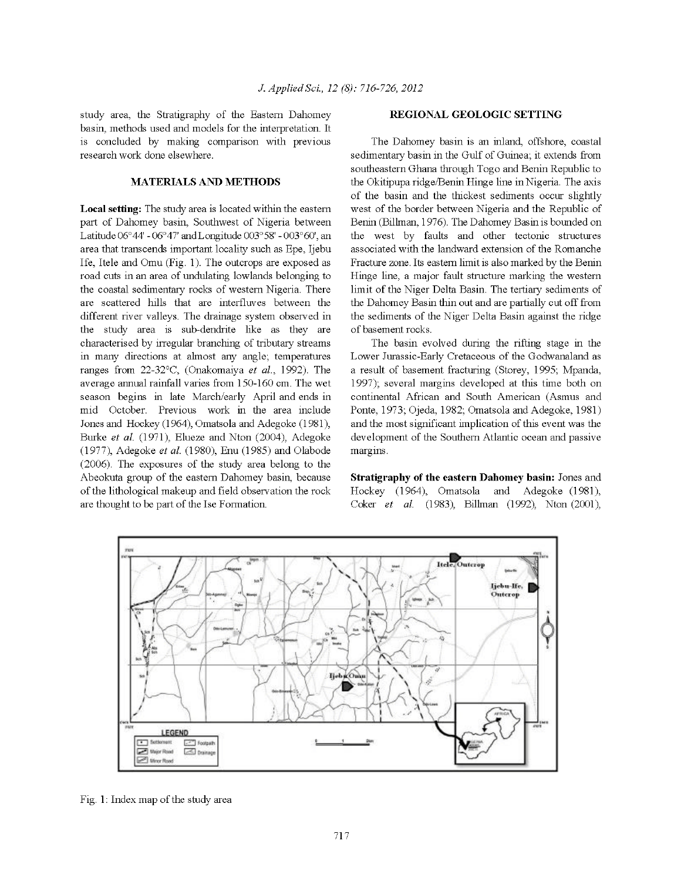study area, the Stratigraphy of the Eastern Dahomey basin, methods used and models for the interpretation. It is concluded by making comparison with previous research work done elsewhere.

## MATERIALS AND METHODS

**Local setting:** The study area is located within the eastern part of Dahomey basin, Southwest of Nigeria between Latitude 06°44' - 06°47' and Longitude 003°58' - 003°60', an area that transcends important locality such as Epe, Ijebu Ife, Itele and Omu (Fig. 1). The outcrops are exposed as road cuts in an area of undulating lowlands belonging to the coastal sedimentary rocks of western Nigeria. There are scattered hills that are interfluves between the different river valleys. The drainage system observed in the study area is sub-dendrite like as they are characterised by irregular branching of tributary streams in many directions at almost any angle; temperatures ranges from 22-32°C, (Onakomaiya *et al*., 1992). The average annual rainfall varies from 150-160 cm. The wet season begins in late March/early April and ends in mid October. Previous work in the area include Jones and Hockey (1964), Omatsola and Adegoke (1981), Burke *et al*. (1971), Elueze and Nton (2004), Adegoke (1977), Adegoke *et al*. (1980), Enu (1985) and Olabode (2006). The exposures of the study area belong to the Abeokuta group of the eastern Dahomey basin, because of the lithological makeup and field observation the rock are thought to be part of the Ise Formation.

## REGIONAL GEOLOGIC SETTING

The Dahomey basin is an inland, offshore, coastal sedimentary basin in the Gulf of Guinea; it extends from southeastern Ghana through Togo and Benin Republic to the Okitipupa ridge/Benin Hinge line in Nigeria. The axis of the basin and the thickest sediments occur slightly west of the border between Nigeria and the Republic of Benin (Billman, 1976). The Dahomey Basin is bounded on the west by faults and other tectonic structures associated with the landward extension of the Romanche Fracture zone. Its eastern limit is also marked by the Benin Hinge line, a major fault structure marking the western limit of the Niger Delta Basin. The tertiary sediments of the Dahomey Basin thin out and are partially cut off from the sediments of the Niger Delta Basin against the ridge of basement rocks.

The basin evolved during the rifting stage in the Lower Jurassic-Early Cretaceous of the Godwanaland as a result of basement fracturing (Storey, 1995; Mpanda, 1997); several margins developed at this time both on continental African and South American (Asmus and Ponte, 1973; Ojeda, 1982; Omatsola and Adegoke, 1981) and the most significant implication of this event was the development of the Southern Atlantic ocean and passive margins.

**Stratigraphy of the eastern Dahomey basin:** Jones and Hockey (1964), Omatsola and Adegoke (1981), Coker *et al*. (1983), Billman (1992), Nton (2001),

Fig. 1: Index map of the study area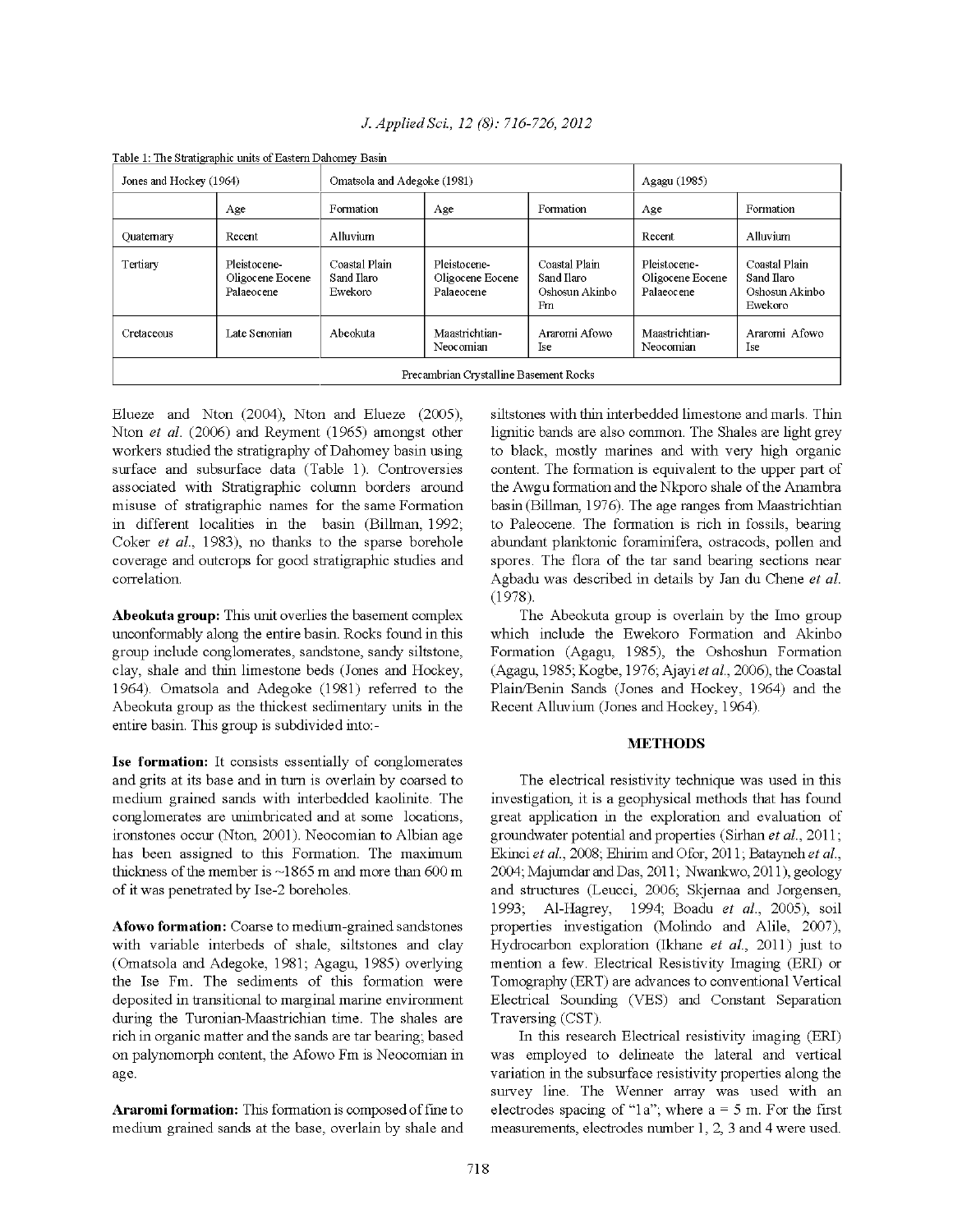Table 1: The Stratigraphic units of Eastern Dahomey Basin

| Jones and Hockey (1964) | | | Omatsola and Adegoke (1981) | | Agagu (1985) | |
|---|---|---|---|---|---|---|
| | Age | Formation | Age | Formation | Age | Formation |
| Quaternary | Recent | Alluvium | | | Recent | Alluvium |
| Tertiary | Pleistocene-Oligocene Eocene Palaeocene | Coastal Plain Sand Ilaro Ewekoro | Pleistocene-Oligocene Eocene Palaeocene | Coastal Plain Sand Ilaro Oshosun Akinbo Fm | Pleistocene-Oligocene Eocene Palaeocene | Coastal Plain Sand Ilaro Oshosun Akinbo Ewekoro |
| Cretaceous | Late Senonian | Abeokuta | Maastrichtian-Neocomian | Araromi Afowo Ise | Maastrichtian-Neocomian | Araromi Afowo Ise |
| Precambrian Crystalline Basement Rocks | | | | | | |

Elueze and Nton (2004), Nton and Elueze (2005), Nton *et al.* (2006) and Reyment (1965) amongst other workers studied the stratigraphy of Dahomey basin using surface and subsurface data (Table 1). Controversies associated with Stratigraphic column borders around misuse of stratigraphic names for the same Formation in different localities in the basin (Billman, 1992; Coker *et al.*, 1983), no thanks to the sparse borehole coverage and outcrops for good stratigraphic studies and correlation.

**Abeokuta group:** This unit overlies the basement complex unconformably along the entire basin. Rocks found in this group include conglomerates, sandstone, sandy siltstone, clay, shale and thin limestone beds (Jones and Hockey, 1964). Omatsola and Adegoke (1981) referred to the Abeokuta group as the thickest sedimentary units in the entire basin. This group is subdivided into:-

**Ise formation:** It consists essentially of conglomerates and grits at its base and in turn is overlain by coarsed to medium grained sands with interbedded kaolinite. The conglomerates are unimbricated and at some locations, ironstones occur (Nton, 2001). Neocomian to Albian age has been assigned to this Formation. The maximum thickness of the member is ~1865 m and more than 600 m of it was penetrated by Ise-2 boreholes.

**Afowo formation:** Coarse to medium-grained sandstones with variable interbeds of shale, siltstones and clay (Omatsola and Adegoke, 1981; Agagu, 1985) overlying the Ise Fm. The sediments of this formation were deposited in transitional to marginal marine environment during the Turonian-Maastrichian time. The shales are rich in organic matter and the sands are tar bearing; based on palynomorph content, the Afowo Fm is Neocomian in age.

**Araromi formation:** This formation is composed of fine to medium grained sands at the base, overlain by shale and siltstones with thin interbedded limestone and marls. Thin lignitic bands are also common. The Shales are light grey to black, mostly marines and with very high organic content. The formation is equivalent to the upper part of the Awgu formation and the Nkporo shale of the Anambra basin (Billman, 1976). The age ranges from Maastrichtian to Paleocene. The formation is rich in fossils, bearing abundant planktonic foraminifera, ostracods, pollen and spores. The flora of the tar sand bearing sections near Agbadu was described in details by Jan du Chene *et al.* (1978).

The Abeokuta group is overlain by the Imo group which include the Ewekoro Formation and Akinbo Formation (Agagu, 1985), the Oshoshun Formation (Agagu, 1985; Kogbe, 1976; Ajayi *et al.*, 2006), the Coastal Plain/Benin Sands (Jones and Hockey, 1964) and the Recent Alluvium (Jones and Hockey, 1964).

## METHODS

The electrical resistivity technique was used in this investigation, it is a geophysical methods that has found great application in the exploration and evaluation of groundwater potential and properties (Sirhan *et al.*, 2011; Ekinci *et al.*, 2008; Ehirim and Ofor, 2011; Batayneh *et al.*, 2004; Majumdar and Das, 2011; Nwankwo, 2011), geology and structures (Leucci, 2006; Skjernaa and Jorgensen, 1993; Al-Hagrey, 1994; Boadu *et al.*, 2005), soil properties investigation (Molindo and Alile, 2007), Hydrocarbon exploration (Ikhane *et al.*, 2011) just to mention a few. Electrical Resistivity Imaging (ERI) or Tomography (ERT) are advances to conventional Vertical Electrical Sounding (VES) and Constant Separation Traversing (CST).

In this research Electrical resistivity imaging (ERI) was employed to delineate the lateral and vertical variation in the subsurface resistivity properties along the survey line. The Wenner array was used with an electrodes spacing of "1a"; where a = 5 m. For the first measurements, electrodes number 1, 2, 3 and 4 were used.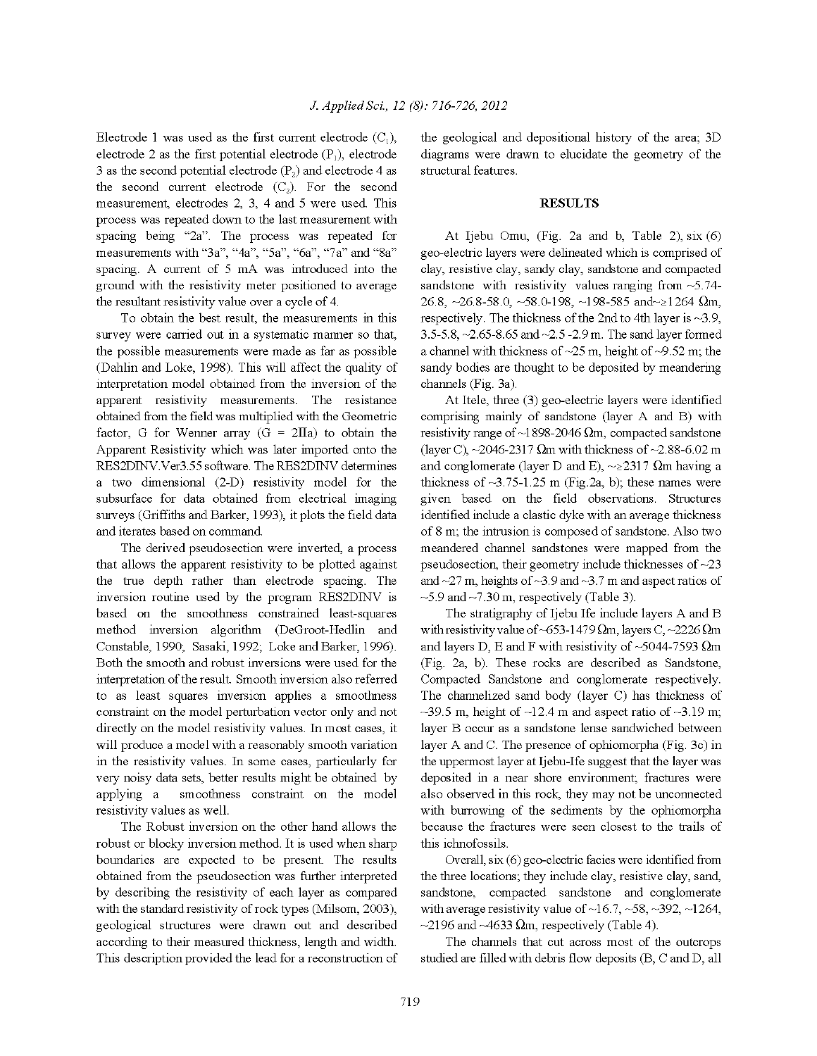Electrode 1 was used as the first current electrode ($C_1$), electrode 2 as the first potential electrode ($P_1$), electrode 3 as the second potential electrode ($P_2$) and electrode 4 as the second current electrode ($C_2$). For the second measurement, electrodes 2, 3, 4 and 5 were used. This process was repeated down to the last measurement with spacing being "2a". The process was repeated for measurements with "3a", "4a", "5a", "6a", "7a" and "8a" spacing. A current of 5 mA was introduced into the ground with the resistivity meter positioned to average the resultant resistivity value over a cycle of 4.

To obtain the best result, the measurements in this survey were carried out in a systematic manner so that, the possible measurements were made as far as possible (Dahlin and Loke, 1998). This will affect the quality of interpretation model obtained from the inversion of the apparent resistivity measurements. The resistance obtained from the field was multiplied with the Geometric factor, G for Wenner array ($G = 2\Pi a$) to obtain the Apparent Resistivity which was later imported onto the RES2DINV.Ver3.55 software. The RES2DINV determines a two dimensional (2-D) resistivity model for the subsurface for data obtained from electrical imaging surveys (Griffiths and Barker, 1993), it plots the field data and iterates based on command.

The derived pseudosection were inverted, a process that allows the apparent resistivity to be plotted against the true depth rather than electrode spacing. The inversion routine used by the program RES2DINV is based on the smoothness constrained least-squares method inversion algorithm (DeGroot-Hedlin and Constable, 1990; Sasaki, 1992; Loke and Barker, 1996). Both the smooth and robust inversions were used for the interpretation of the result. Smooth inversion also referred to as least squares inversion applies a smoothness constraint on the model perturbation vector only and not directly on the model resistivity values. In most cases, it will produce a model with a reasonably smooth variation in the resistivity values. In some cases, particularly for very noisy data sets, better results might be obtained by applying a smoothness constraint on the model resistivity values as well.

The Robust inversion on the other hand allows the robust or blocky inversion method. It is used when sharp boundaries are expected to be present. The results obtained from the pseudosection was further interpreted by describing the resistivity of each layer as compared with the standard resistivity of rock types (Milsom, 2003), geological structures were drawn out and described according to their measured thickness, length and width. This description provided the lead for a reconstruction of the geological and depositional history of the area; 3D diagrams were drawn to elucidate the geometry of the structural features.

## RESULTS

At Ijebu Omu, (Fig. 2a and b, Table 2), six (6) geo-electric layers were delineated which is comprised of clay, resistive clay, sandy clay, sandstone and compacted sandstone with resistivity values ranging from ~5.74-26.8, ~26.8-58.0, ~58.0-198, ~198-585 and~≥1264 Ωm, respectively. The thickness of the 2nd to 4th layer is ~3.9, 3.5-5.8, ~2.65-8.65 and ~2.5 -2.9 m. The sand layer formed a channel with thickness of ~25 m, height of ~9.52 m; the sandy bodies are thought to be deposited by meandering channels (Fig. 3a).

At Itele, three (3) geo-electric layers were identified comprising mainly of sandstone (layer A and B) with resistivity range of ~1898-2046 Ωm, compacted sandstone (layer C), ~2046-2317 Ωm with thickness of ~2.88-6.02 m and conglomerate (layer D and E), ~≥2317 Ωm having a thickness of ~3.75-1.25 m (Fig.2a, b); these names were given based on the field observations. Structures identified include a clastic dyke with an average thickness of 8 m; the intrusion is composed of sandstone. Also two meandered channel sandstones were mapped from the pseudosection, their geometry include thicknesses of ~23 and ~27 m, heights of ~3.9 and ~3.7 m and aspect ratios of ~5.9 and ~7.30 m, respectively (Table 3).

The stratigraphy of Ijebu Ife include layers A and B with resistivity value of ~653-1479 Ωm, layers C, ~2226 Ωm and layers D, E and F with resistivity of ~5044-7593 Ωm (Fig. 2a, b). These rocks are described as Sandstone, Compacted Sandstone and conglomerate respectively. The channelized sand body (layer C) has thickness of ~39.5 m, height of ~12.4 m and aspect ratio of ~3.19 m; layer B occur as a sandstone lense sandwiched between layer A and C. The presence of ophiomorpha (Fig. 3c) in the uppermost layer at Ijebu-Ife suggest that the layer was deposited in a near shore environment; fractures were also observed in this rock, they may not be unconnected with burrowing of the sediments by the ophiomorpha because the fractures were seen closest to the trails of this ichnofossils.

Overall, six (6) geo-electric facies were identified from the three locations; they include clay, resistive clay, sand, sandstone, compacted sandstone and conglomerate with average resistivity value of ~16.7, ~58, ~392, ~1264, ~2196 and ~4633 Ωm, respectively (Table 4).

The channels that cut across most of the outcrops studied are filled with debris flow deposits (B, C and D, all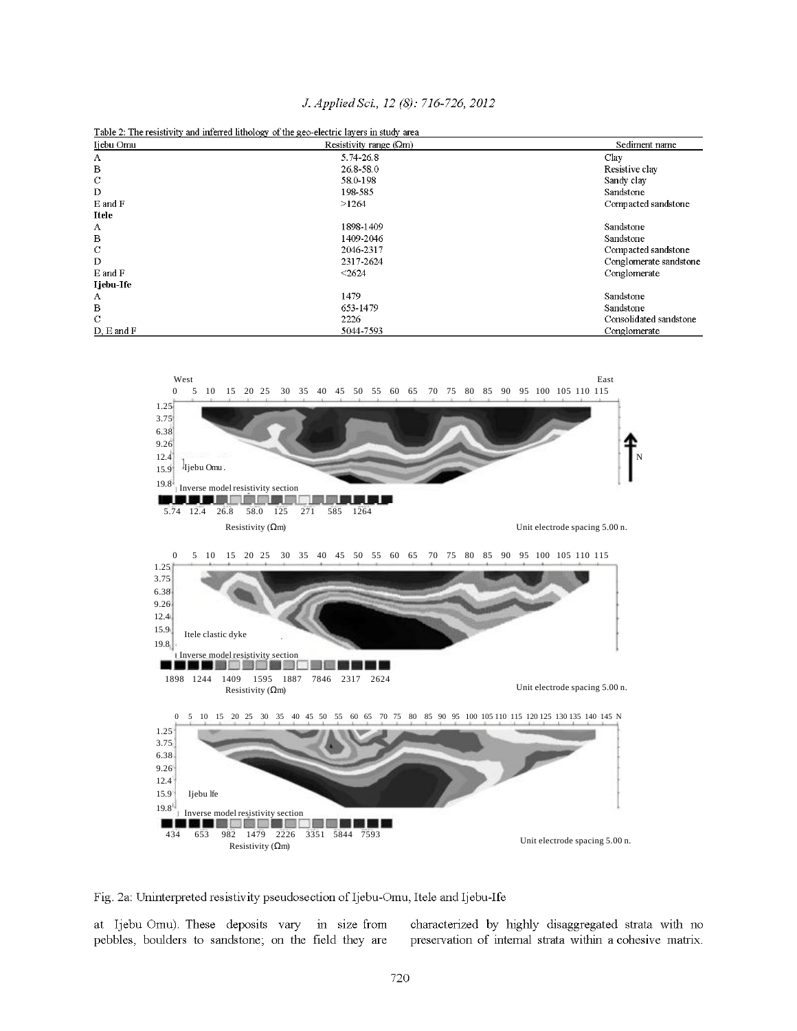Table 2: The resistivity and inferred lithology of the geo-electric layers in study area

| Ijebu Omu | Resistivity range (Ωm) | Sediment name |
|---|---|---|
| A | 5.74-26.8 | Clay |
| B | 26.8-58.0 | Resistive clay |
| C | 58.0-198 | Sandy clay |
| D | 198-585 | Sandstone |
| E and F | >1264 | Compacted sandstone |
| **Itele** | | |
| A | 1898-1409 | Sandstone |
| B | 1409-2046 | Sandstone |
| C | 2046-2317 | Compacted sandstone |
| D | 2317-2624 | Conglomerate sandstone |
| E and F | <2624 | Conglomerate |
| **Ijebu-Ife** | | |
| A | 1479 | Sandstone |
| B | 653-1479 | Sandstone |
| C | 2226 | Consolidated sandstone |
| D, E and F | 5044-7593 | Conglomerate |

Fig. 2a: Uninterpreted resistivity pseudosection of Ijebu-Omu, Itele and Ijebu-Ife

at Ijebu Omu). These deposits vary in size from pebbles, boulders to sandstone; on the field they are characterized by highly disaggregated strata with no preservation of internal strata within a cohesive matrix.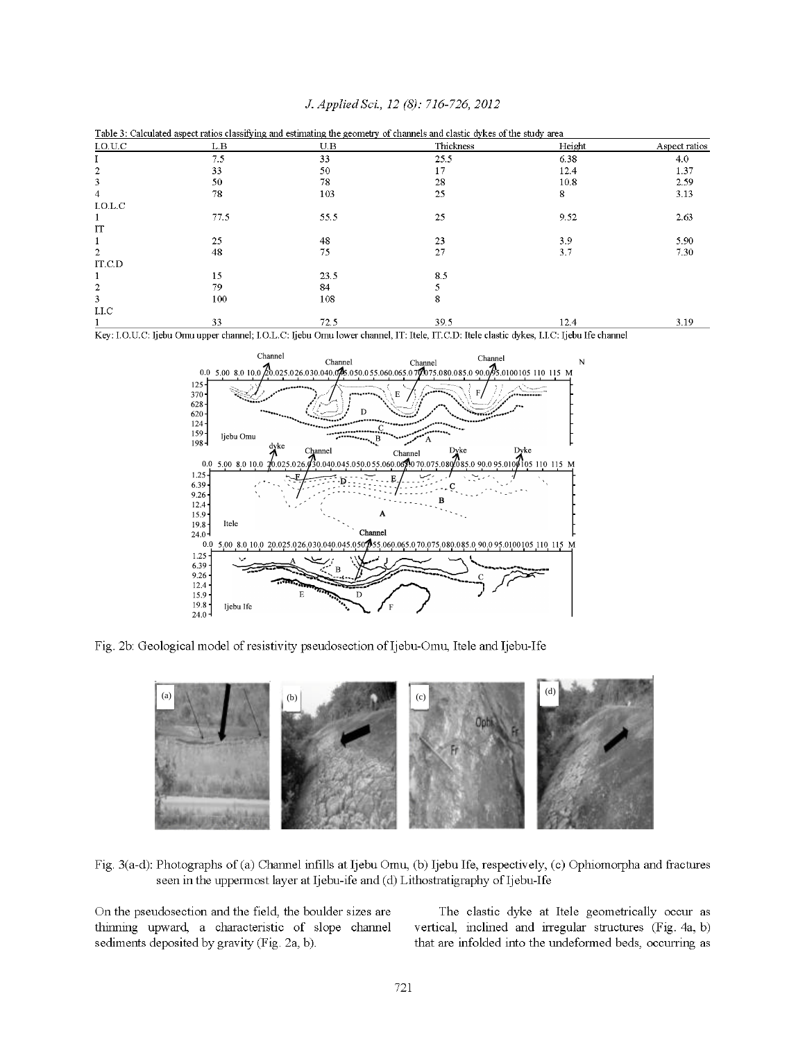Table 3: Calculated aspect ratios classifying and estimating the geometry of channels and clastic dykes of the study area

| I.O.U.C | L.B | U.B | Thickness | Height | Aspect ratios |
|---|---|---|---|---|---|
| 1 | 7.5 | 33 | 25.5 | 6.38 | 4.0 |
| 2 | 33 | 50 | 17 | 12.4 | 1.37 |
| 3 | 50 | 78 | 28 | 10.8 | 2.59 |
| 4 | 78 | 103 | 25 | 8 | 3.13 |
| I.O.L.C | | | | | |
| 1 | 77.5 | 55.5 | 25 | 9.52 | 2.63 |
| IT | | | | | |
| 1 | 25 | 48 | 23 | 3.9 | 5.90 |
| 2 | 48 | 75 | 27 | 3.7 | 7.30 |
| IT.C.D | | | | | |
| 1 | 15 | 23.5 | 8.5 | | |
| 2 | 79 | 84 | 5 | | |
| 3 | 100 | 108 | 8 | | |
| I.I.C | | | | | |
| 1 | 33 | 72.5 | 39.5 | 12.4 | 3.19 |

Key: I.O.U.C: Ijebu Omu upper channel; I.O.L.C: Ijebu Omu lower channel, IT: Itele, IT.C.D: Itele clastic dykes, I.I.C: Ijebu Ife channel

Fig. 2b: Geological model of resistivity pseudosection of Ijebu-Omu, Itele and Ijebu-Ife

Fig. 3(a-d): Photographs of (a) Channel infills at Ijebu Omu, (b) Ijebu Ife, respectively, (c) Ophiomorpha and fractures seen in the uppermost layer at Ijebu-ife and (d) Lithostratigraphy of Ijebu-Ife

On the pseudosection and the field, the boulder sizes are thinning upward, a characteristic of slope channel sediments deposited by gravity (Fig. 2a, b).

The clastic dyke at Itele geometrically occur as vertical, inclined and irregular structures (Fig. 4a, b) that are infolded into the undeformed beds, occurring as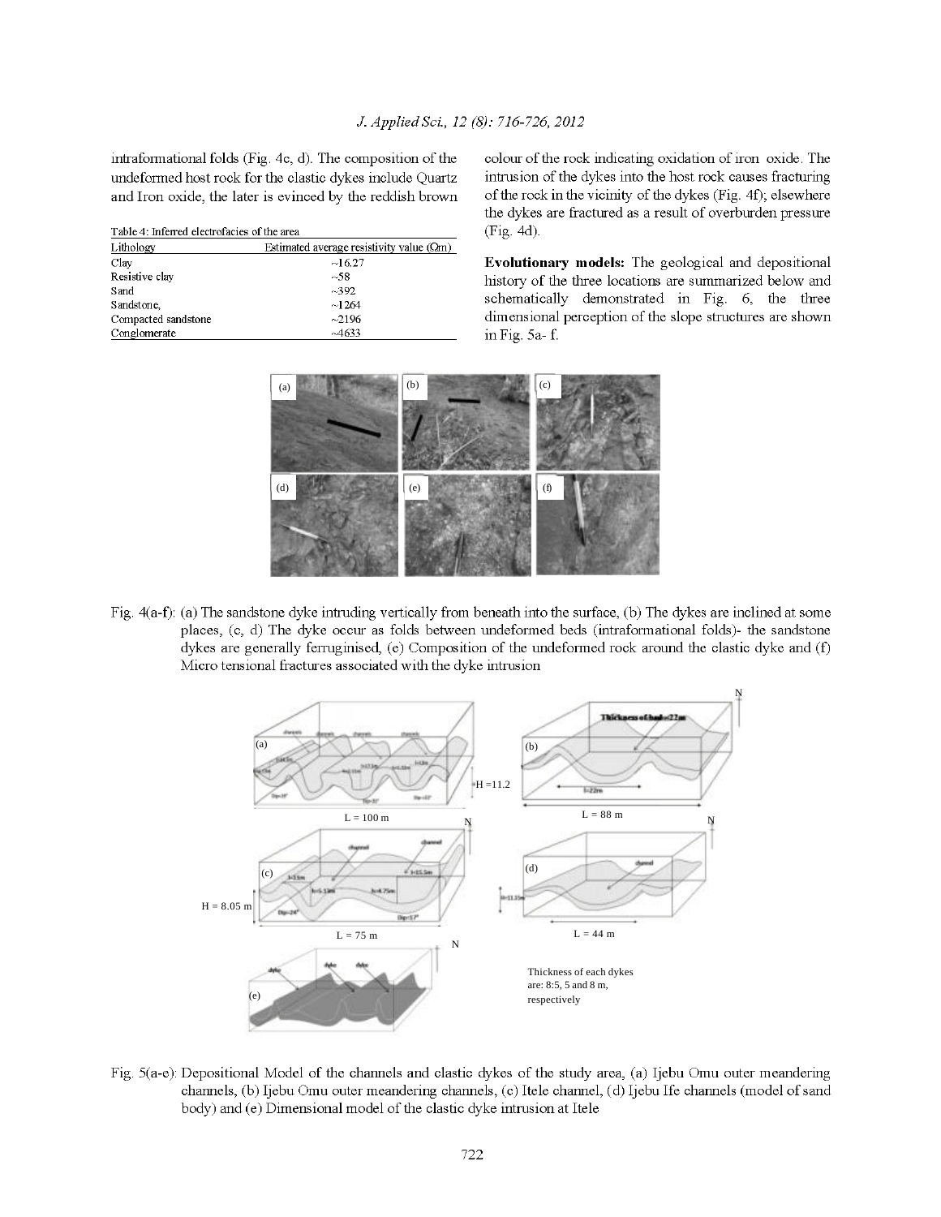intraformational folds (Fig. 4c, d). The composition of the undeformed host rock for the clastic dykes include Quartz and Iron oxide, the later is evinced by the reddish brown colour of the rock indicating oxidation of iron oxide. The intrusion of the dykes into the host rock causes fracturing of the rock in the vicinity of the dykes (Fig. 4f); elsewhere the dykes are fractured as a result of overburden pressure (Fig. 4d).

Table 4: Inferred electrofacies of the area

| Lithology | Estimated average resistivity value (Ωm) |
|---|---|
| Clay | ~16.27 |
| Resistive clay | ~58 |
| Sand | ~392 |
| Sandstone, | ~1264 |
| Compacted sandstone | ~2196 |
| Conglomerate | ~4633 |

**Evolutionary models:** The geological and depositional history of the three locations are summarized below and schematically demonstrated in Fig. 6, the three dimensional perception of the slope structures are shown in Fig. 5a- f.

Fig. 4(a-f): (a) The sandstone dyke intruding vertically from beneath into the surface, (b) The dykes are inclined at some places, (c, d) The dyke occur as folds between undeformed beds (intraformational folds)- the sandstone dykes are generally ferruginised, (e) Composition of the undeformed rock around the clastic dyke and (f) Micro tensional fractures associated with the dyke intrusion

Fig. 5(a-e): Depositional Model of the channels and clastic dykes of the study area, (a) Ijebu Omu outer meandering channels, (b) Ijebu Omu outer meandering channels, (c) Itele channel, (d) Ijebu Ife channels (model of sand body) and (e) Dimensional model of the clastic dyke intrusion at Itele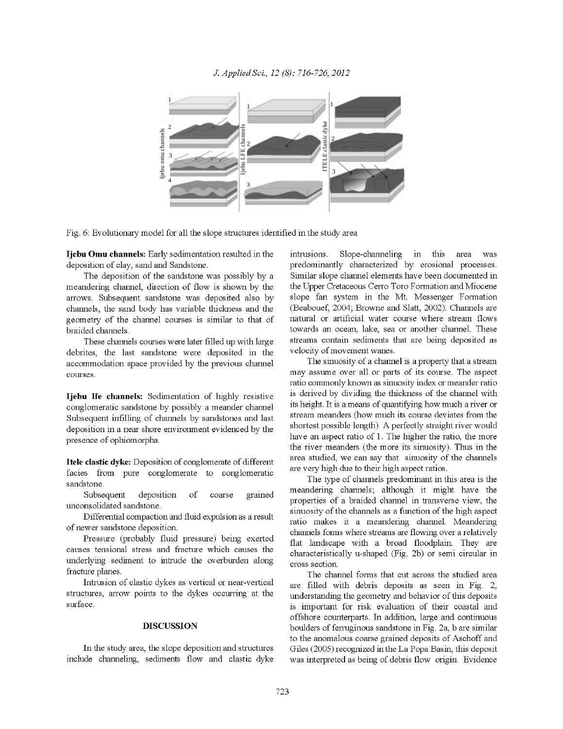Fig. 6: Evolutionary model for all the slope structures identified in the study area

**Ijebu Omu channels:** Early sedimentation resulted in the deposition of clay, sand and Sandstone.

The deposition of the sandstone was possibly by a meandering channel, direction of flow is shown by the arrows. Subsequent sandstone was deposited also by channels, the sand body has variable thickness and the geometry of the channel courses is similar to that of braided channels.

These channels courses were later filled up with large debrites, the last sandstone were deposited in the accommodation space provided by the previous channel courses.

**Ijebu Ife channels:** Sedimentation of highly resistive conglomeratic sandstone by possibly a meander channel Subsequent infilling of channels by sandstones and last deposition in a near shore environment evidenced by the presence of ophiomorpha.

**Itele clastic dyke:** Deposition of conglomerate of different facies from pure conglomerate to conglomeratic sandstone.

Subsequent deposition of coarse grained unconsolidated sandstone.

Differential compaction and fluid expulsion as a result of newer sandstone deposition.

Pressure (probably fluid pressure) being exerted causes tensional stress and fracture which causes the underlying sediment to intrude the overburden along fracture planes.

Intrusion of clastic dykes as vertical or near-vertical structures, arrow points to the dykes occurring at the surface.

## DISCUSSION

In the study area, the slope deposition and structures include channeling, sediments flow and clastic dyke intrusions. Slope-channeling in this area was predominantly characterized by erosional processes. Similar slope channel elements have been documented in the Upper Cretaceous Cerro Toro Formation and Miocene slope fan system in the Mt. Messenger Formation (Beabouef, 2004; Browne and Slatt, 2002). Channels are natural or artificial water course where stream flows towards an ocean, lake, sea or another channel. These streams contain sediments that are being deposited as velocity of movement wanes.

The sinuosity of a channel is a property that a stream may assume over all or parts of its course. The aspect ratio commonly known as sinuosity index or meander ratio is derived by dividing the thickness of the channel with its height. It is a means of quantifying how much a river or stream meanders (how much its course deviates from the shortest possible length). A perfectly straight river would have an aspect ratio of 1. The higher the ratio, the more the river meanders (the more its sinuosity). Thus in the area studied, we can say that sinuosity of the channels are very high due to their high aspect ratios.

The type of channels predominant in this area is the meandering channels; although it might have the properties of a braided channel in transverse view, the sinuosity of the channels as a function of the high aspect ratio makes it a meandering channel. Meandering channels forms where streams are flowing over a relatively flat landscape with a broad floodplain. They are characteristically u-shaped (Fig. 2b) or semi circular in cross section.

The channel forms that cut across the studied area are filled with debris deposits as seen in Fig. 2, understanding the geometry and behavior of this deposits is important for risk evaluation of their coastal and offshore counterparts. In addition, large and continuous boulders of ferruginous sandstone in Fig. 2a, b are similar to the anomalous coarse grained deposits of Aschoff and Giles (2005) recognized in the La Popa Basin, this deposit was interpreted as being of debris flow origin. Evidence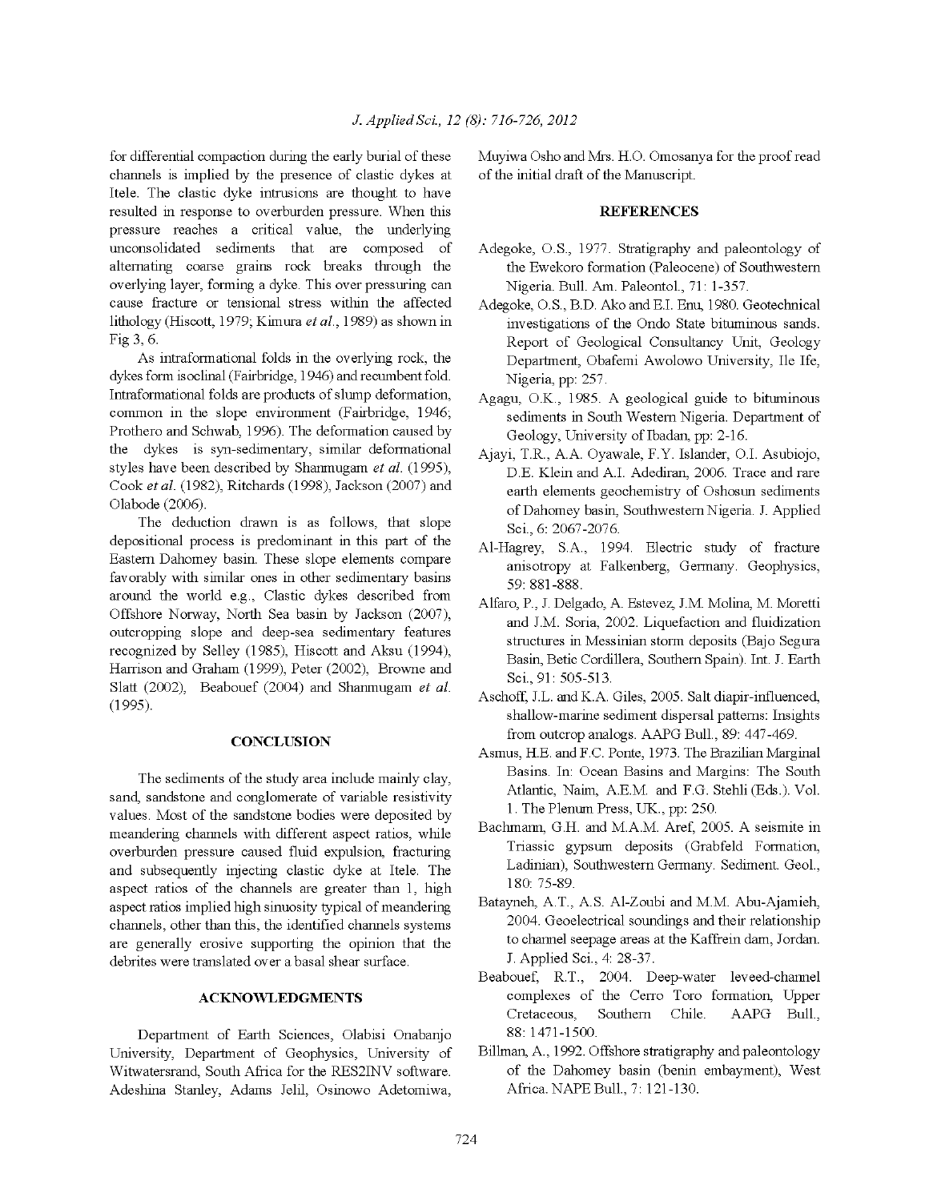for differential compaction during the early burial of these channels is implied by the presence of clastic dykes at Itele. The clastic dyke intrusions are thought to have resulted in response to overburden pressure. When this pressure reaches a critical value, the underlying unconsolidated sediments that are composed of alternating coarse grains rock breaks through the overlying layer, forming a dyke. This over pressuring can cause fracture or tensional stress within the affected lithology (Hiscott, 1979; Kimura *et al*., 1989) as shown in Fig 3, 6.

As intraformational folds in the overlying rock, the dykes form isoclinal (Fairbridge, 1946) and recumbent fold. Intraformational folds are products of slump deformation, common in the slope environment (Fairbridge, 1946; Prothero and Schwab, 1996). The deformation caused by the dykes is syn-sedimentary, similar deformational styles have been described by Shanmugam *et al*. (1995), Cook *et al*. (1982), Ritchards (1998), Jackson (2007) and Olabode (2006).

The deduction drawn is as follows, that slope depositional process is predominant in this part of the Eastern Dahomey basin. These slope elements compare favorably with similar ones in other sedimentary basins around the world e.g., Clastic dykes described from Offshore Norway, North Sea basin by Jackson (2007), outcropping slope and deep-sea sedimentary features recognized by Selley (1985), Hiscott and Aksu (1994), Harrison and Graham (1999), Peter (2002), Browne and Slatt (2002), Beabouef (2004) and Shanmugam *et al*. (1995).

## CONCLUSION

The sediments of the study area include mainly clay, sand, sandstone and conglomerate of variable resistivity values. Most of the sandstone bodies were deposited by meandering channels with different aspect ratios, while overburden pressure caused fluid expulsion, fracturing and subsequently injecting clastic dyke at Itele. The aspect ratios of the channels are greater than 1, high aspect ratios implied high sinuosity typical of meandering channels, other than this, the identified channels systems are generally erosive supporting the opinion that the debrites were translated over a basal shear surface.

## ACKNOWLEDGMENTS

Department of Earth Sciences, Olabisi Onabanjo University, Department of Geophysics, University of Witwatersrand, South Africa for the RES2INV software. Adeshina Stanley, Adams Jelil, Osinowo Adetomiwa, Muyiwa Osho and Mrs. H.O. Omosanya for the proof read of the initial draft of the Manuscript.

## REFERENCES

- Adegoke, O.S., 1977. Stratigraphy and paleontology of the Ewekoro formation (Paleocene) of Southwestern Nigeria. Bull. Am. Paleontol., 71: 1-357.
- Adegoke, O.S., B.D. Ako and E.I. Enu, 1980. Geotechnical investigations of the Ondo State bituminous sands. Report of Geological Consultancy Unit, Geology Department, Obafemi Awolowo University, Ile Ife, Nigeria, pp: 257.
- Agagu, O.K., 1985. A geological guide to bituminous sediments in South Western Nigeria. Department of Geology, University of Ibadan, pp: 2-16.
- Ajayi, T.R., A.A. Oyawale, F.Y. Islander, O.I. Asubiojo, D.E. Klein and A.I. Adediran, 2006. Trace and rare earth elements geochemistry of Oshosun sediments of Dahomey basin, Southwestern Nigeria. J. Applied Sci., 6: 2067-2076.
- Al-Hagrey, S.A., 1994. Electric study of fracture anisotropy at Falkenberg, Germany. Geophysics, 59: 881-888.
- Alfaro, P., J. Delgado, A. Estevez, J.M. Molina, M. Moretti and J.M. Soria, 2002. Liquefaction and fluidization structures in Messinian storm deposits (Bajo Segura Basin, Betic Cordillera, Southern Spain). Int. J. Earth Sci., 91: 505-513.
- Aschoff, J.L. and K.A. Giles, 2005. Salt diapir-influenced, shallow-marine sediment dispersal patterns: Insights from outcrop analogs. AAPG Bull., 89: 447-469.
- Asmus, H.E. and F.C. Ponte, 1973. The Brazilian Marginal Basins. In: Ocean Basins and Margins: The South Atlantic, Naim, A.E.M. and F.G. Stehli (Eds.). Vol. 1. The Plenum Press, UK., pp: 250.
- Bachmann, G.H. and M.A.M. Aref, 2005. A seismite in Triassic gypsum deposits (Grabfeld Formation, Ladinian), Southwestern Germany. Sediment. Geol., 180: 75-89.
- Batayneh, A.T., A.S. Al-Zoubi and M.M. Abu-Ajamieh, 2004. Geoelectrical soundings and their relationship to channel seepage areas at the Kaffrein dam, Jordan. J. Applied Sci., 4: 28-37.
- Beabouef, R.T., 2004. Deep-water leveed-channel complexes of the Cerro Toro formation, Upper Cretaceous, Southern Chile. AAPG Bull., 88: 1471-1500.
- Billman, A., 1992. Offshore stratigraphy and paleontology of the Dahomey basin (benin embayment), West Africa. NAPE Bull., 7: 121-130.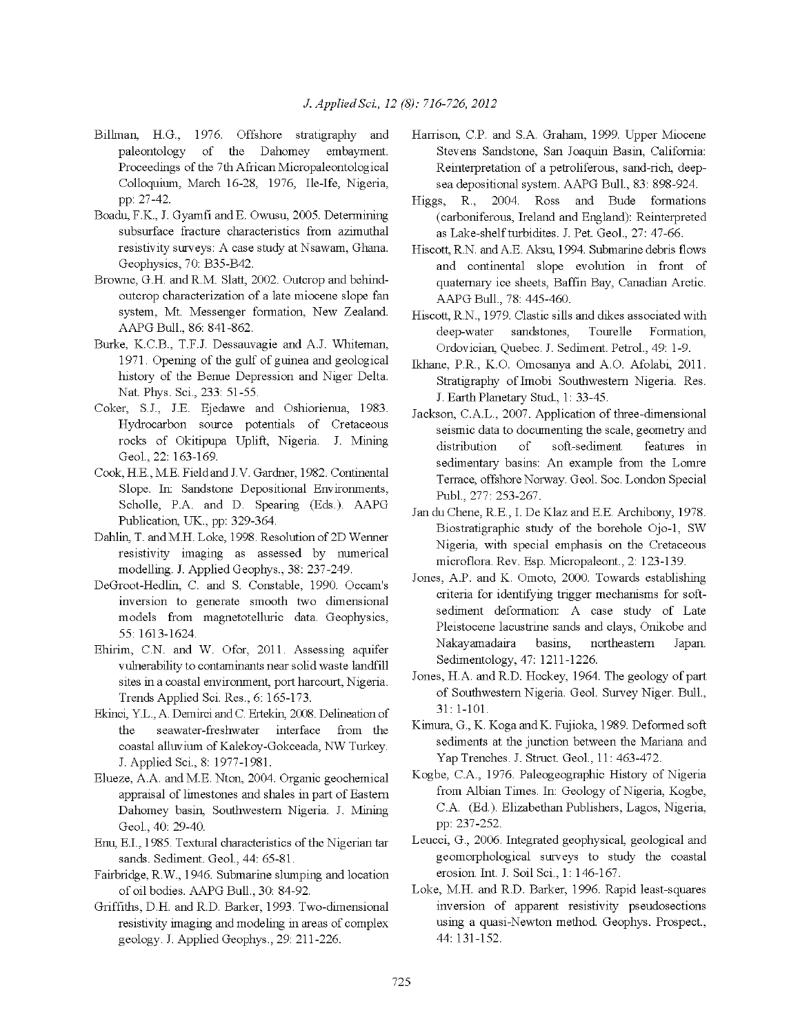Billman, H.G., 1976. Offshore stratigraphy and paleontology of the Dahomey embayment. Proceedings of the 7th African Micropaleontological Colloquium, March 16-28, 1976, Ile-Ife, Nigeria, pp: 27-42.

Boadu, F.K., J. Gyamfi and E. Owusu, 2005. Determining subsurface fracture characteristics from azimuthal resistivity surveys: A case study at Nsawam, Ghana. Geophysics, 70: B35-B42.

Browne, G.H. and R.M. Slatt, 2002. Outcrop and behind-outcrop characterization of a late miocene slope fan system, Mt. Messenger formation, New Zealand. AAPG Bull., 86: 841-862.

Burke, K.C.B., T.F.J. Dessauvagie and A.J. Whiteman, 1971. Opening of the gulf of guinea and geological history of the Benue Depression and Niger Delta. Nat. Phys. Sci., 233: 51-55.

Coker, S.J., J.E. Ejedawe and Oshiorienua, 1983. Hydrocarbon source potentials of Cretaceous rocks of Okitipupa Uplift, Nigeria. J. Mining Geol., 22: 163-169.

Cook, H.E., M.E. Field and J.V. Gardner, 1982. Continental Slope. In: Sandstone Depositional Environments, Scholle, P.A. and D. Spearing (Eds.). AAPG Publication, UK., pp: 329-364.

Dahlin, T. and M.H. Loke, 1998. Resolution of 2D Wenner resistivity imaging as assessed by numerical modelling. J. Applied Geophys., 38: 237-249.

DeGroot-Hedlin, C. and S. Constable, 1990. Occam's inversion to generate smooth two dimensional models from magnetotelluric data. Geophysics, 55: 1613-1624.

Ehirim, C.N. and W. Ofor, 2011. Assessing aquifer vulnerability to contaminants near solid waste landfill sites in a coastal environment, port harcourt, Nigeria. Trends Applied Sci. Res., 6: 165-173.

Ekinci, Y.L., A. Demirci and C. Ertekin, 2008. Delineation of the seawater-freshwater interface from the coastal alluvium of Kalekoy-Gokceada, NW Turkey. J. Applied Sci., 8: 1977-1981.

Elueze, A.A. and M.E. Nton, 2004. Organic geochemical appraisal of limestones and shales in part of Eastern Dahomey basin, Southwestern Nigeria. J. Mining Geol., 40: 29-40.

Enu, E.I., 1985. Textural characteristics of the Nigerian tar sands. Sediment. Geol., 44: 65-81.

Fairbridge, R.W., 1946. Submarine slumping and location of oil bodies. AAPG Bull., 30: 84-92.

Griffiths, D.H. and R.D. Barker, 1993. Two-dimensional resistivity imaging and modeling in areas of complex geology. J. Applied Geophys., 29: 211-226.

Harrison, C.P. and S.A. Graham, 1999. Upper Miocene Stevens Sandstone, San Joaquin Basin, California: Reinterpretation of a petroliferous, sand-rich, deep-sea depositional system. AAPG Bull., 83: 898-924.

Higgs, R., 2004. Ross and Bude formations (carboniferous, Ireland and England): Reinterpreted as Lake-shelf turbidites. J. Pet. Geol., 27: 47-66.

Hiscott, R.N. and A.E. Aksu, 1994. Submarine debris flows and continental slope evolution in front of quaternary ice sheets, Baffin Bay, Canadian Arctic. AAPG Bull., 78: 445-460.

Hiscott, R.N., 1979. Clastic sills and dikes associated with deep-water sandstones, Tourelle Formation, Ordovician, Quebec. J. Sediment. Petrol., 49: 1-9.

Ikhane, P.R., K.O. Omosanya and A.O. Afolabi, 2011. Stratigraphy of Imobi Southwestern Nigeria. Res. J. Earth Planetary Stud., 1: 33-45.

Jackson, C.A.L., 2007. Application of three-dimensional seismic data to documenting the scale, geometry and distribution of soft-sediment features in sedimentary basins: An example from the Lomre Terrace, offshore Norway. Geol. Soc. London Special Publ., 277: 253-267.

Jan du Chene, R.E., I. De Klaz and E.E. Archibony, 1978. Biostratigraphic study of the borehole Ojo-1, SW Nigeria, with special emphasis on the Cretaceous microflora. Rev. Esp. Micropaleont., 2: 123-139.

Jones, A.P. and K. Omoto, 2000. Towards establishing criteria for identifying trigger mechanisms for soft-sediment deformation: A case study of Late Pleistocene lacustrine sands and clays, Onikobe and Nakayamadaira basins, northeastern Japan. Sedimentology, 47: 1211-1226.

Jones, H.A. and R.D. Hockey, 1964. The geology of part of Southwestern Nigeria. Geol. Survey Niger. Bull., 31: 1-101.

Kimura, G., K. Koga and K. Fujioka, 1989. Deformed soft sediments at the junction between the Mariana and Yap Trenches. J. Struct. Geol., 11: 463-472.

Kogbe, C.A., 1976. Paleogeographic History of Nigeria from Albian Times. In: Geology of Nigeria, Kogbe, C.A. (Ed.). Elizabethan Publishers, Lagos, Nigeria, pp: 237-252.

Leucci, G., 2006. Integrated geophysical, geological and geomorphological surveys to study the coastal erosion. Int. J. Soil Sci., 1: 146-167.

Loke, M.H. and R.D. Barker, 1996. Rapid least-squares inversion of apparent resistivity pseudosections using a quasi-Newton method. Geophys. Prospect., 44: 131-152.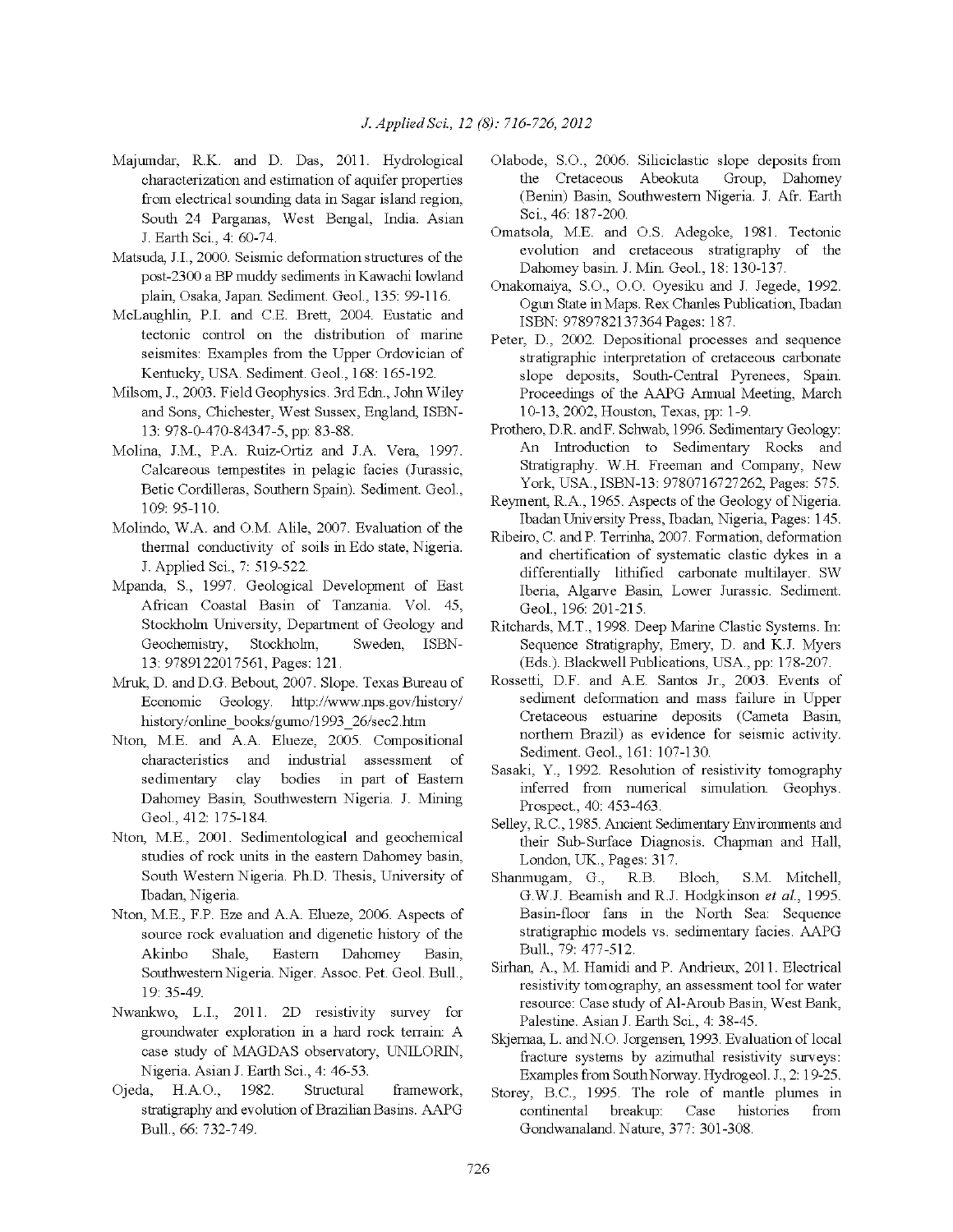Majumdar, R.K. and D. Das, 2011. Hydrological characterization and estimation of aquifer properties from electrical sounding data in Sagar island region, South 24 Parganas, West Bengal, India. Asian J. Earth Sci., 4: 60-74.

Matsuda, J.I., 2000. Seismic deformation structures of the post-2300 a BP muddy sediments in Kawachi lowland plain, Osaka, Japan. Sediment. Geol., 135: 99-116.

McLaughlin, P.I. and C.E. Brett, 2004. Eustatic and tectonic control on the distribution of marine seismites: Examples from the Upper Ordovician of Kentucky, USA. Sediment. Geol., 168: 165-192.

Milsom, J., 2003. Field Geophysics. 3rd Edn., John Wiley and Sons, Chichester, West Sussex, England, ISBN-13: 978-0-470-84347-5, pp: 83-88.

Molina, J.M., P.A. Ruiz-Ortiz and J.A. Vera, 1997. Calcareous tempestites in pelagic facies (Jurassic, Betic Cordilleras, Southern Spain). Sediment. Geol., 109: 95-110.

Molindo, W.A. and O.M. Alile, 2007. Evaluation of the thermal conductivity of soils in Edo state, Nigeria. J. Applied Sci., 7: 519-522.

Mpanda, S., 1997. Geological Development of East African Coastal Basin of Tanzania. Vol. 45, Stockholm University, Department of Geology and Geochemistry, Stockholm, Sweden, ISBN-13: 9789122017561, Pages: 121.

Mruk, D. and D.G. Bebout, 2007. Slope. Texas Bureau of Economic Geology. http://www.nps.gov/history/history/online_books/gumo/1993_26/sec2.htm

Nton, M.E. and A.A. Elueze, 2005. Compositional characteristics and industrial assessment of sedimentary clay bodies in part of Eastern Dahomey Basin, Southwestern Nigeria. J. Mining Geol., 412: 175-184.

Nton, M.E., 2001. Sedimentological and geochemical studies of rock units in the eastern Dahomey basin, South Western Nigeria. Ph.D. Thesis, University of Ibadan, Nigeria.

Nton, M.E., F.P. Eze and A.A. Elueze, 2006. Aspects of source rock evaluation and digenetic history of the Akinbo Shale, Eastern Dahomey Basin, Southwestern Nigeria. Niger. Assoc. Pet. Geol. Bull., 19: 35-49.

Nwankwo, L.I., 2011. 2D resistivity survey for groundwater exploration in a hard rock terrain: A case study of MAGDAS observatory, UNILORIN, Nigeria. Asian J. Earth Sci., 4: 46-53.

Ojeda, H.A.O., 1982. Structural framework, stratigraphy and evolution of Brazilian Basins. AAPG Bull., 66: 732-749.

Olabode, S.O., 2006. Siliciclastic slope deposits from the Cretaceous Abeokuta Group, Dahomey (Benin) Basin, Southwestern Nigeria. J. Afr. Earth Sci., 46: 187-200.

Omatsola, M.E. and O.S. Adegoke, 1981. Tectonic evolution and cretaceous stratigraphy of the Dahomey basin. J. Min. Geol., 18: 130-137.

Onakomaiya, S.O., O.O. Oyesiku and J. Jegede, 1992. Ogun State in Maps. Rex Charles Publication, Ibadan ISBN: 9789782137364 Pages: 187.

Peter, D., 2002. Depositional processes and sequence stratigraphic interpretation of cretaceous carbonate slope deposits, South-Central Pyrenees, Spain. Proceedings of the AAPG Annual Meeting, March 10-13, 2002, Houston, Texas, pp: 1-9.

Prothero, D.R. and F. Schwab, 1996. Sedimentary Geology: An Introduction to Sedimentary Rocks and Stratigraphy. W.H. Freeman and Company, New York, USA., ISBN-13: 9780716727262, Pages: 575.

Reyment, R.A., 1965. Aspects of the Geology of Nigeria. Ibadan University Press, Ibadan, Nigeria, Pages: 145.

Ribeiro, C. and P. Terrinha, 2007. Formation, deformation and chertification of systematic clastic dykes in a differentially lithified carbonate multilayer. SW Iberia, Algarve Basin, Lower Jurassic. Sediment. Geol., 196: 201-215.

Ritchards, M.T., 1998. Deep Marine Clastic Systems. In: Sequence Stratigraphy, Emery, D. and K.J. Myers (Eds.). Blackwell Publications, USA., pp: 178-207.

Rossetti, D.F. and A.E. Santos Jr., 2003. Events of sediment deformation and mass failure in Upper Cretaceous estuarine deposits (Cameta Basin, northern Brazil) as evidence for seismic activity. Sediment. Geol., 161: 107-130.

Sasaki, Y., 1992. Resolution of resistivity tomography inferred from numerical simulation. Geophys. Prospect., 40: 453-463.

Selley, R.C., 1985. Ancient Sedimentary Environments and their Sub-Surface Diagnosis. Chapman and Hall, London, UK., Pages: 317.

Shanmugam, G., R.B. Bloch, S.M. Mitchell, G.W.J. Beamish and R.J. Hodgkinson *et al*., 1995. Basin-floor fans in the North Sea: Sequence stratigraphic models vs. sedimentary facies. AAPG Bull., 79: 477-512.

Sirhan, A., M. Hamidi and P. Andrieux, 2011. Electrical resistivity tomography, an assessment tool for water resource: Case study of Al-Aroub Basin, West Bank, Palestine. Asian J. Earth Sci., 4: 38-45.

Skjernaa, L. and N.O. Jorgensen, 1993. Evaluation of local fracture systems by azimuthal resistivity surveys: Examples from South Norway. Hydrogeol. J., 2: 19-25.

Storey, B.C., 1995. The role of mantle plumes in continental breakup: Case histories from Gondwanaland. Nature, 377: 301-308.